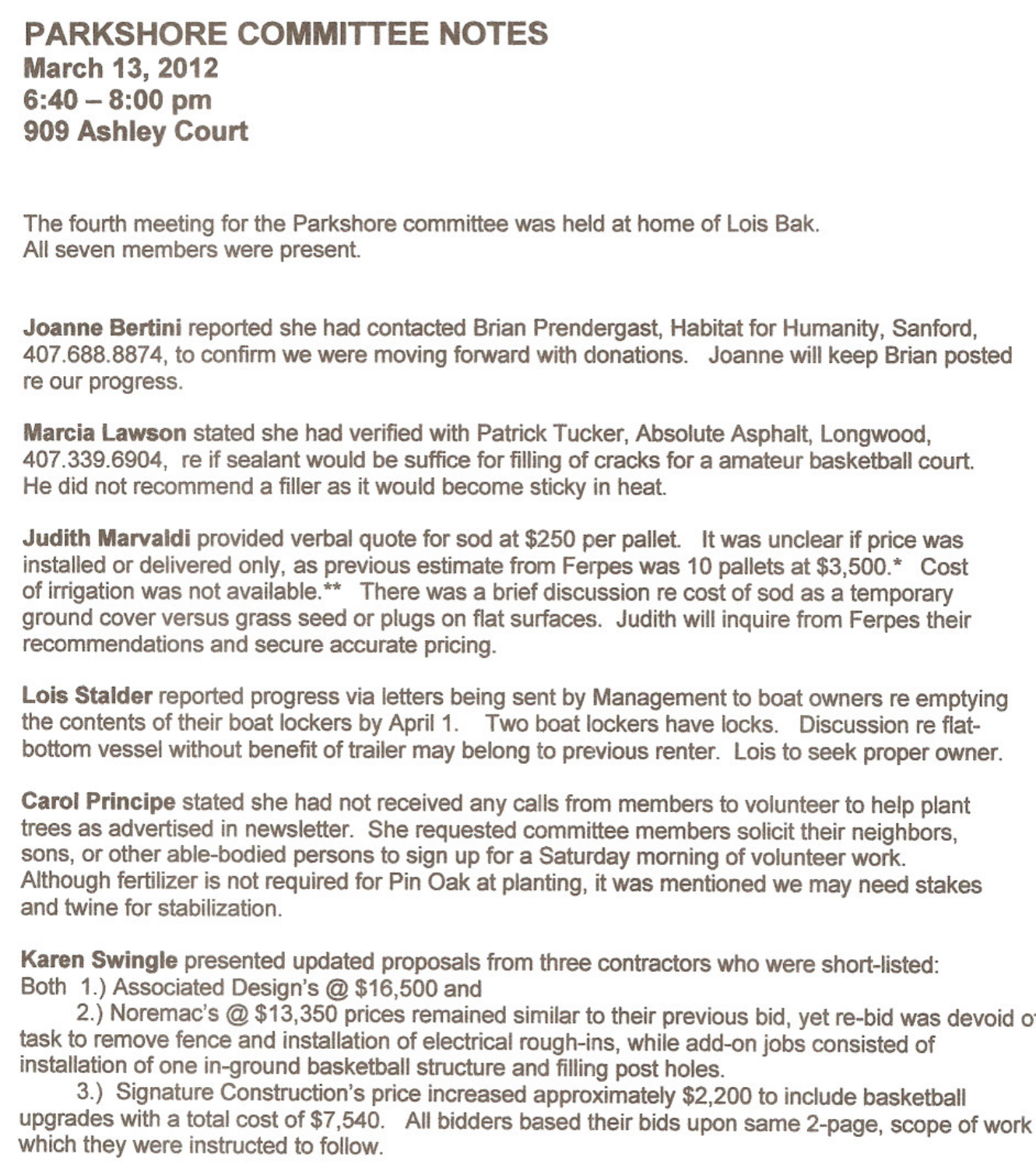# PARKSHORE COMMITTEE NOTES

**March 13, 2012**
**6:40 – 8:00 pm**
**909 Ashley Court**

The fourth meeting for the Parkshore committee was held at home of Lois Bak.
All seven members were present.

**Joanne Bertini** reported she had contacted Brian Prendergast, Habitat for Humanity, Sanford, 407.688.8874, to confirm we were moving forward with donations. Joanne will keep Brian posted re our progress.

**Marcia Lawson** stated she had verified with Patrick Tucker, Absolute Asphalt, Longwood, 407.339.6904, re if sealant would be suffice for filling of cracks for a amateur basketball court. He did not recommend a filler as it would become sticky in heat.

**Judith Marvaldi** provided verbal quote for sod at $250 per pallet. It was unclear if price was installed or delivered only, as previous estimate from Ferpes was 10 pallets at $3,500.* Cost of irrigation was not available.** There was a brief discussion re cost of sod as a temporary ground cover versus grass seed or plugs on flat surfaces. Judith will inquire from Ferpes their recommendations and secure accurate pricing.

**Lois Stalder** reported progress via letters being sent by Management to boat owners re emptying the contents of their boat lockers by April 1. Two boat lockers have locks. Discussion re flat-bottom vessel without benefit of trailer may belong to previous renter. Lois to seek proper owner.

**Carol Principe** stated she had not received any calls from members to volunteer to help plant trees as advertised in newsletter. She requested committee members solicit their neighbors, sons, or other able-bodied persons to sign up for a Saturday morning of volunteer work. Although fertilizer is not required for Pin Oak at planting, it was mentioned we may need stakes and twine for stabilization.

**Karen Swingle** presented updated proposals from three contractors who were short-listed:
Both 1.) Associated Design's @ $16,500 and
2.) Noremac's @ $13,350 prices remained similar to their previous bid, yet re-bid was devoid of task to remove fence and installation of electrical rough-ins, while add-on jobs consisted of installation of one in-ground basketball structure and filling post holes.
3.) Signature Construction's price increased approximately $2,200 to include basketball upgrades with a total cost of $7,540. All bidders based their bids upon same 2-page, scope of work which they were instructed to follow.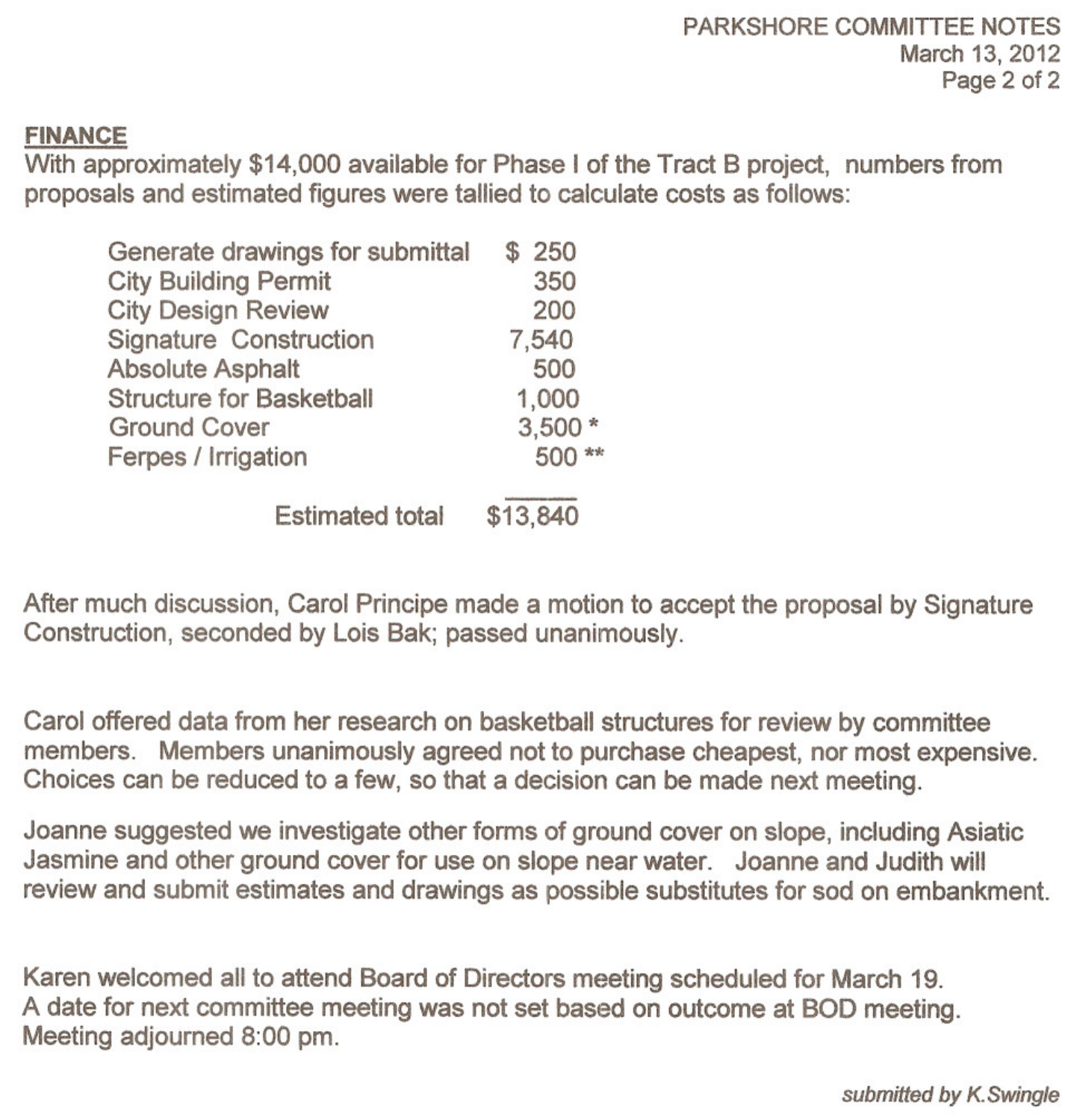## FINANCE

With approximately $14,000 available for Phase I of the Tract B project, numbers from proposals and estimated figures were tallied to calculate costs as follows:

| | |
|---|---|
| Generate drawings for submittal | $ 250 |
| City Building Permit | 350 |
| City Design Review | 200 |
| Signature Construction | 7,540 |
| Absolute Asphalt | 500 |
| Structure for Basketball | 1,000 |
| Ground Cover | 3,500 * |
| Ferpes / Irrigation | 500 ** |
| Estimated total | $13,840 |

After much discussion, Carol Principe made a motion to accept the proposal by Signature Construction, seconded by Lois Bak; passed unanimously.

Carol offered data from her research on basketball structures for review by committee members. Members unanimously agreed not to purchase cheapest, nor most expensive. Choices can be reduced to a few, so that a decision can be made next meeting.

Joanne suggested we investigate other forms of ground cover on slope, including Asiatic Jasmine and other ground cover for use on slope near water. Joanne and Judith will review and submit estimates and drawings as possible substitutes for sod on embankment.

Karen welcomed all to attend Board of Directors meeting scheduled for March 19.
A date for next committee meeting was not set based on outcome at BOD meeting.
Meeting adjourned 8:00 pm.

*submitted by K.Swingle*